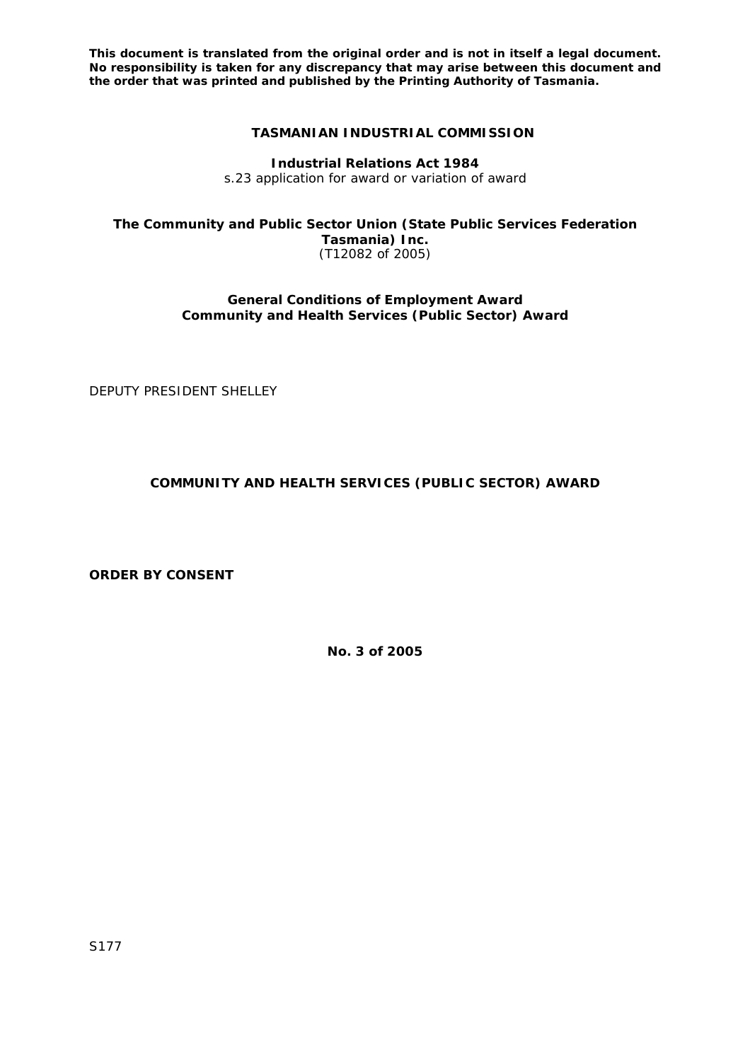**This document is translated from the original order and is not in itself a legal document. No responsibility is taken for any discrepancy that may arise between this document and the order that was printed and published by the Printing Authority of Tasmania.**

**TASMANIAN INDUSTRIAL COMMISSION**

**Industrial Relations Act 1984**
s.23 application for award or variation of award

**The Community and Public Sector Union (State Public Services Federation Tasmania) Inc.**
(T12082 of 2005)

**General Conditions of Employment Award**
**Community and Health Services (Public Sector) Award**

DEPUTY PRESIDENT SHELLEY

**COMMUNITY AND HEALTH SERVICES (PUBLIC SECTOR) AWARD**

**ORDER BY CONSENT**

**No. 3 of 2005**

S177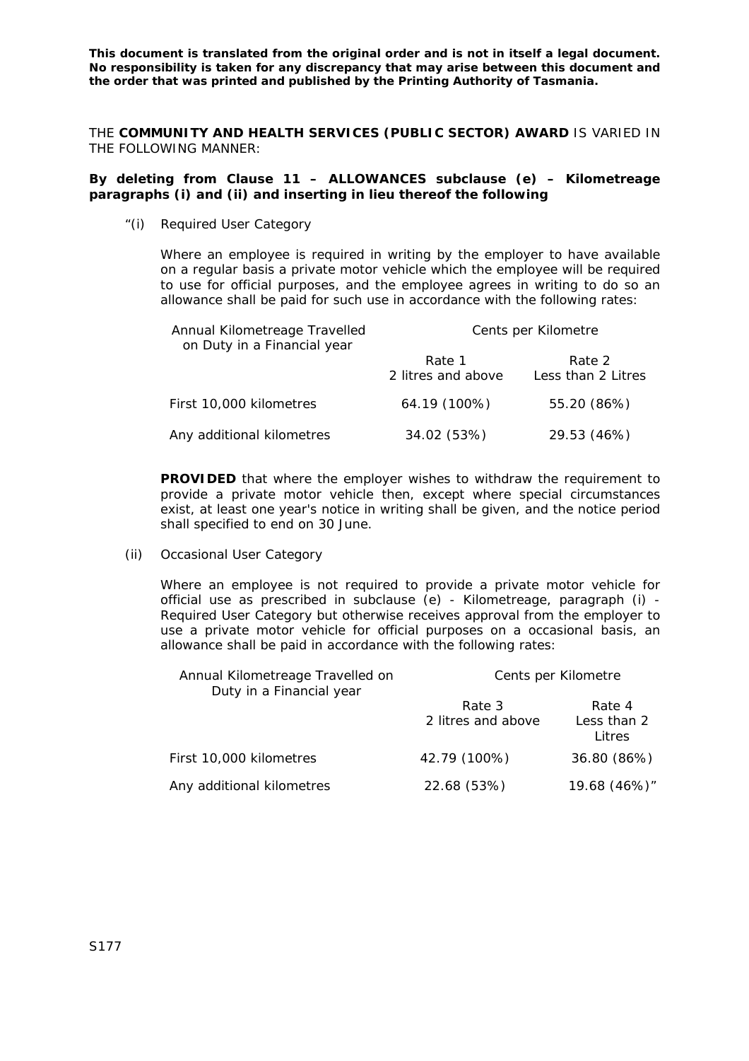**This document is translated from the original order and is not in itself a legal document. No responsibility is taken for any discrepancy that may arise between this document and the order that was printed and published by the Printing Authority of Tasmania.**

THE **COMMUNITY AND HEALTH SERVICES (PUBLIC SECTOR) AWARD** IS VARIED IN THE FOLLOWING MANNER:

**By deleting from Clause 11 – ALLOWANCES subclause (e) – Kilometreage paragraphs (i) and (ii) and inserting in lieu thereof the following**

"(i) Required User Category

Where an employee is required in writing by the employer to have available on a regular basis a private motor vehicle which the employee will be required to use for official purposes, and the employee agrees in writing to do so an allowance shall be paid for such use in accordance with the following rates:

| Annual Kilometreage Travelled on Duty in a Financial year | Cents per Kilometre | |
|---|---|---|
| | Rate 1<br>2 litres and above | Rate 2<br>Less than 2 Litres |
| First 10,000 kilometres | 64.19 (100%) | 55.20 (86%) |
| Any additional kilometres | 34.02 (53%) | 29.53 (46%) |

**PROVIDED** that where the employer wishes to withdraw the requirement to provide a private motor vehicle then, except where special circumstances exist, at least one year's notice in writing shall be given, and the notice period shall specified to end on 30 June.

(ii) Occasional User Category

Where an employee is not required to provide a private motor vehicle for official use as prescribed in subclause (e) - Kilometreage, paragraph (i) - Required User Category but otherwise receives approval from the employer to use a private motor vehicle for official purposes on a occasional basis, an allowance shall be paid in accordance with the following rates:

| Annual Kilometreage Travelled on Duty in a Financial year | Cents per Kilometre | |
|---|---|---|
| | Rate 3<br>2 litres and above | Rate 4<br>Less than 2 Litres |
| First 10,000 kilometres | 42.79 (100%) | 36.80 (86%) |
| Any additional kilometres | 22.68 (53%) | 19.68 (46%)" |

S177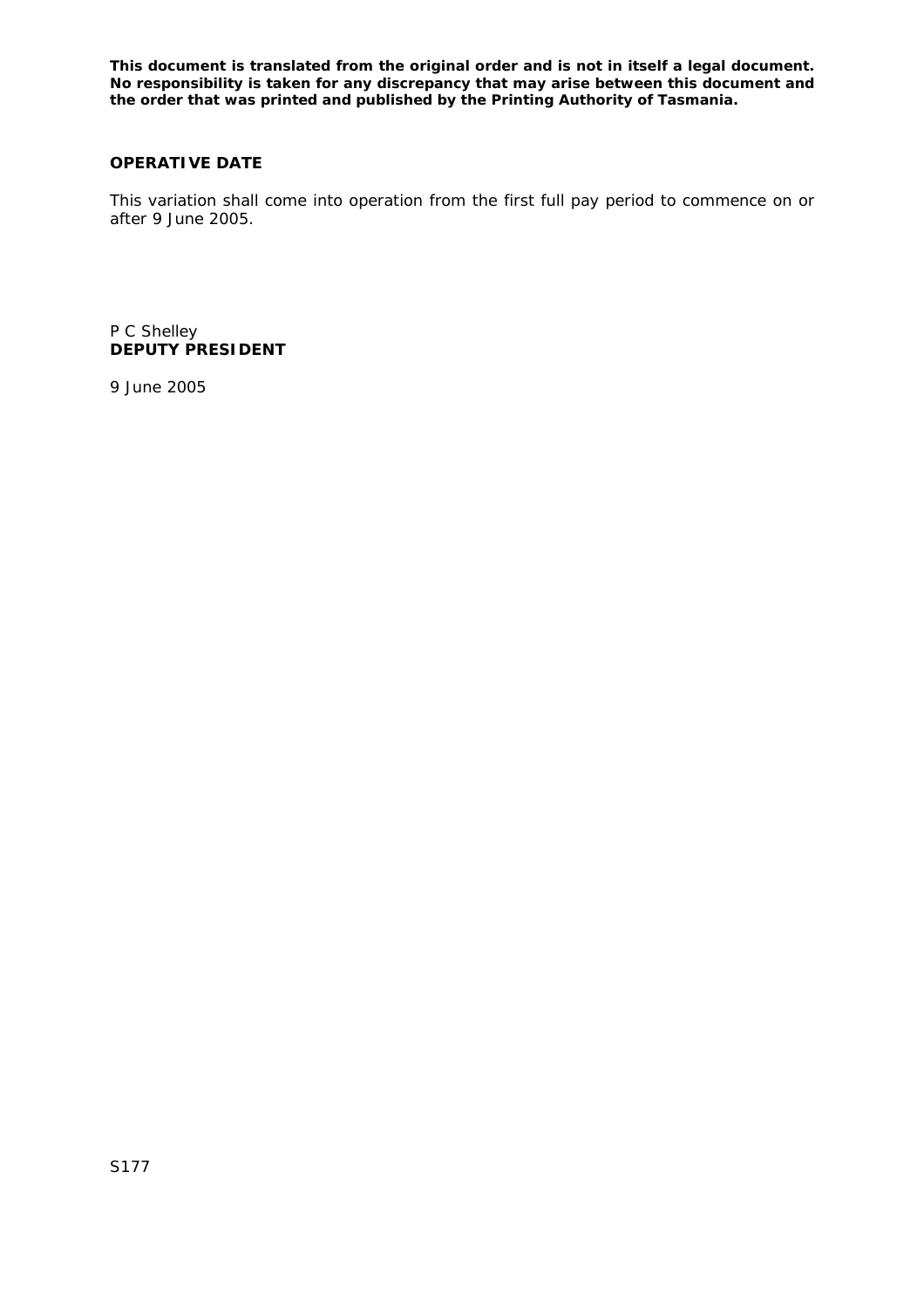**This document is translated from the original order and is not in itself a legal document. No responsibility is taken for any discrepancy that may arise between this document and the order that was printed and published by the Printing Authority of Tasmania.**

**OPERATIVE DATE**

This variation shall come into operation from the first full pay period to commence on or after 9 June 2005.

P C Shelley
**DEPUTY PRESIDENT**

9 June 2005

S177